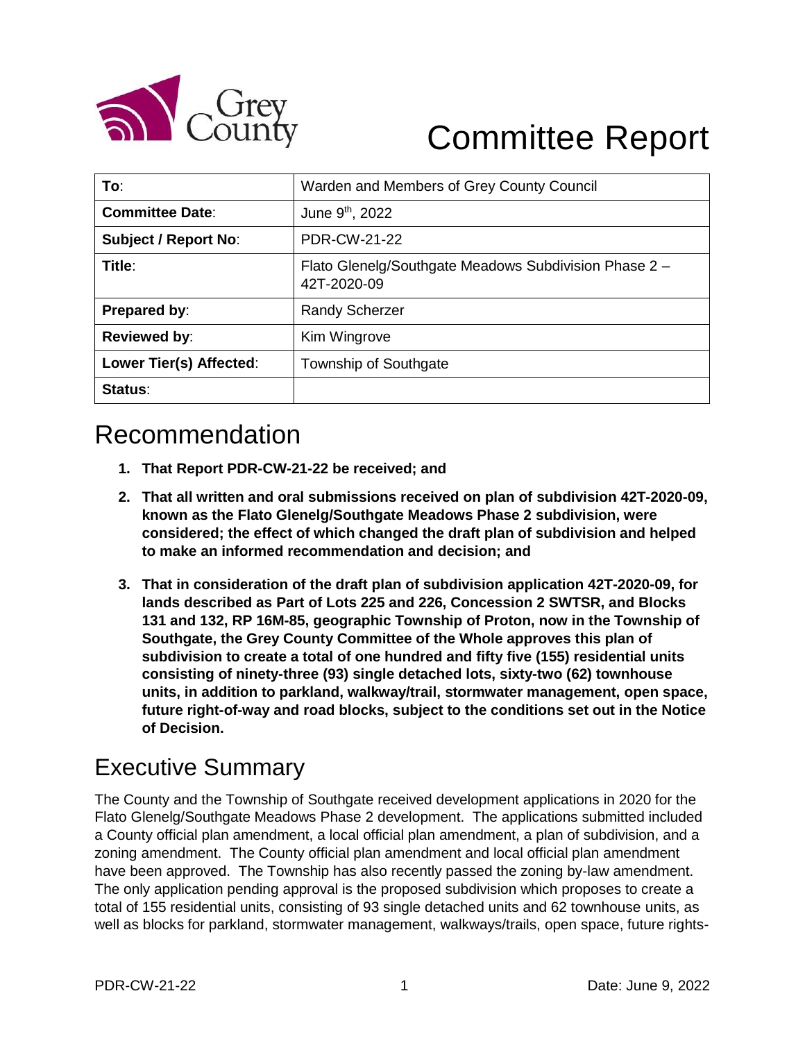Grey County

# Committee Report

| To: | Warden and Members of Grey County Council |
|---|---|
| **Committee Date**: | June 9th, 2022 |
| **Subject / Report No**: | PDR-CW-21-22 |
| **Title**: | Flato Glenelg/Southgate Meadows Subdivision Phase 2 – 42T-2020-09 |
| **Prepared by**: | Randy Scherzer |
| **Reviewed by**: | Kim Wingrove |
| **Lower Tier(s) Affected**: | Township of Southgate |
| **Status**: | |

## Recommendation

1. **That Report PDR-CW-21-22 be received; and**
2. **That all written and oral submissions received on plan of subdivision 42T-2020-09, known as the Flato Glenelg/Southgate Meadows Phase 2 subdivision, were considered; the effect of which changed the draft plan of subdivision and helped to make an informed recommendation and decision; and**
3. **That in consideration of the draft plan of subdivision application 42T-2020-09, for lands described as Part of Lots 225 and 226, Concession 2 SWTSR, and Blocks 131 and 132, RP 16M-85, geographic Township of Proton, now in the Township of Southgate, the Grey County Committee of the Whole approves this plan of subdivision to create a total of one hundred and fifty five (155) residential units consisting of ninety-three (93) single detached lots, sixty-two (62) townhouse units, in addition to parkland, walkway/trail, stormwater management, open space, future right-of-way and road blocks, subject to the conditions set out in the Notice of Decision.**

## Executive Summary

The County and the Township of Southgate received development applications in 2020 for the Flato Glenelg/Southgate Meadows Phase 2 development. The applications submitted included a County official plan amendment, a local official plan amendment, a plan of subdivision, and a zoning amendment. The County official plan amendment and local official plan amendment have been approved. The Township has also recently passed the zoning by-law amendment. The only application pending approval is the proposed subdivision which proposes to create a total of 155 residential units, consisting of 93 single detached units and 62 townhouse units, as well as blocks for parkland, stormwater management, walkways/trails, open space, future rights-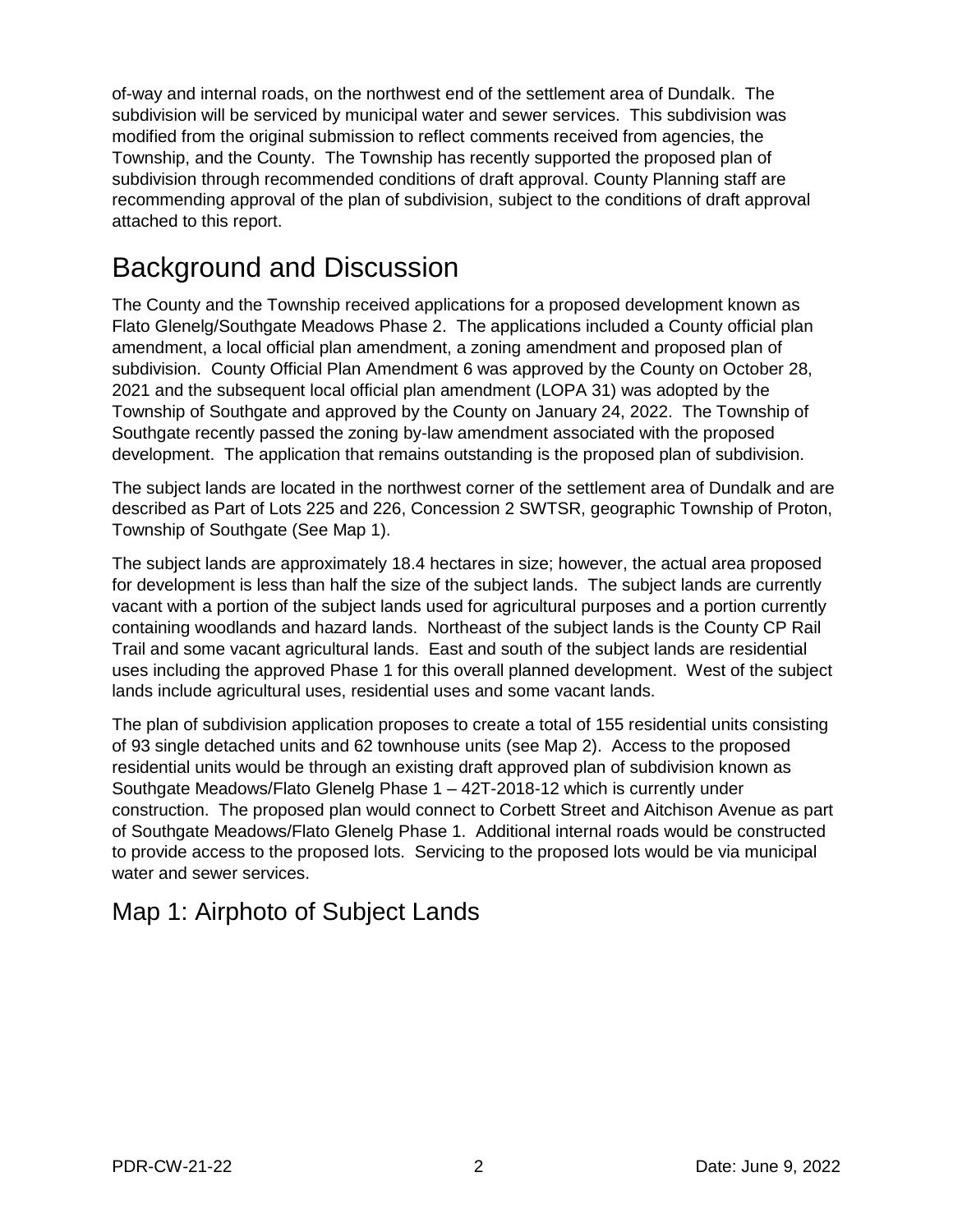of-way and internal roads, on the northwest end of the settlement area of Dundalk. The subdivision will be serviced by municipal water and sewer services. This subdivision was modified from the original submission to reflect comments received from agencies, the Township, and the County. The Township has recently supported the proposed plan of subdivision through recommended conditions of draft approval. County Planning staff are recommending approval of the plan of subdivision, subject to the conditions of draft approval attached to this report.

# Background and Discussion

The County and the Township received applications for a proposed development known as Flato Glenelg/Southgate Meadows Phase 2. The applications included a County official plan amendment, a local official plan amendment, a zoning amendment and proposed plan of subdivision. County Official Plan Amendment 6 was approved by the County on October 28, 2021 and the subsequent local official plan amendment (LOPA 31) was adopted by the Township of Southgate and approved by the County on January 24, 2022. The Township of Southgate recently passed the zoning by-law amendment associated with the proposed development. The application that remains outstanding is the proposed plan of subdivision.

The subject lands are located in the northwest corner of the settlement area of Dundalk and are described as Part of Lots 225 and 226, Concession 2 SWTSR, geographic Township of Proton, Township of Southgate (See Map 1).

The subject lands are approximately 18.4 hectares in size; however, the actual area proposed for development is less than half the size of the subject lands. The subject lands are currently vacant with a portion of the subject lands used for agricultural purposes and a portion currently containing woodlands and hazard lands. Northeast of the subject lands is the County CP Rail Trail and some vacant agricultural lands. East and south of the subject lands are residential uses including the approved Phase 1 for this overall planned development. West of the subject lands include agricultural uses, residential uses and some vacant lands.

The plan of subdivision application proposes to create a total of 155 residential units consisting of 93 single detached units and 62 townhouse units (see Map 2). Access to the proposed residential units would be through an existing draft approved plan of subdivision known as Southgate Meadows/Flato Glenelg Phase 1 – 42T-2018-12 which is currently under construction. The proposed plan would connect to Corbett Street and Aitchison Avenue as part of Southgate Meadows/Flato Glenelg Phase 1. Additional internal roads would be constructed to provide access to the proposed lots. Servicing to the proposed lots would be via municipal water and sewer services.

## Map 1: Airphoto of Subject Lands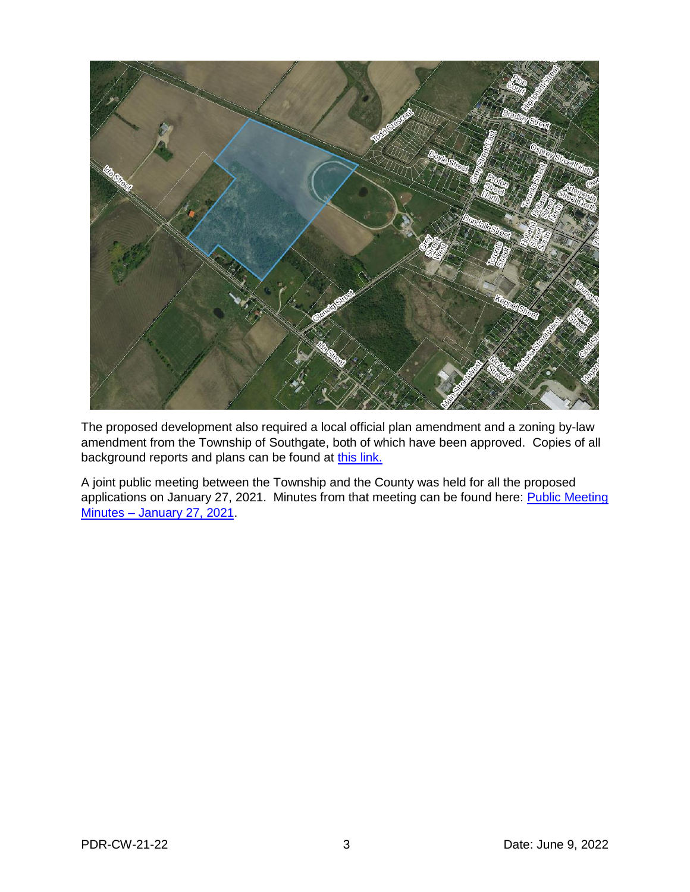The proposed development also required a local official plan amendment and a zoning by-law amendment from the Township of Southgate, both of which have been approved. Copies of all background reports and plans can be found at this link.

A joint public meeting between the Township and the County was held for all the proposed applications on January 27, 2021. Minutes from that meeting can be found here: Public Meeting Minutes – January 27, 2021.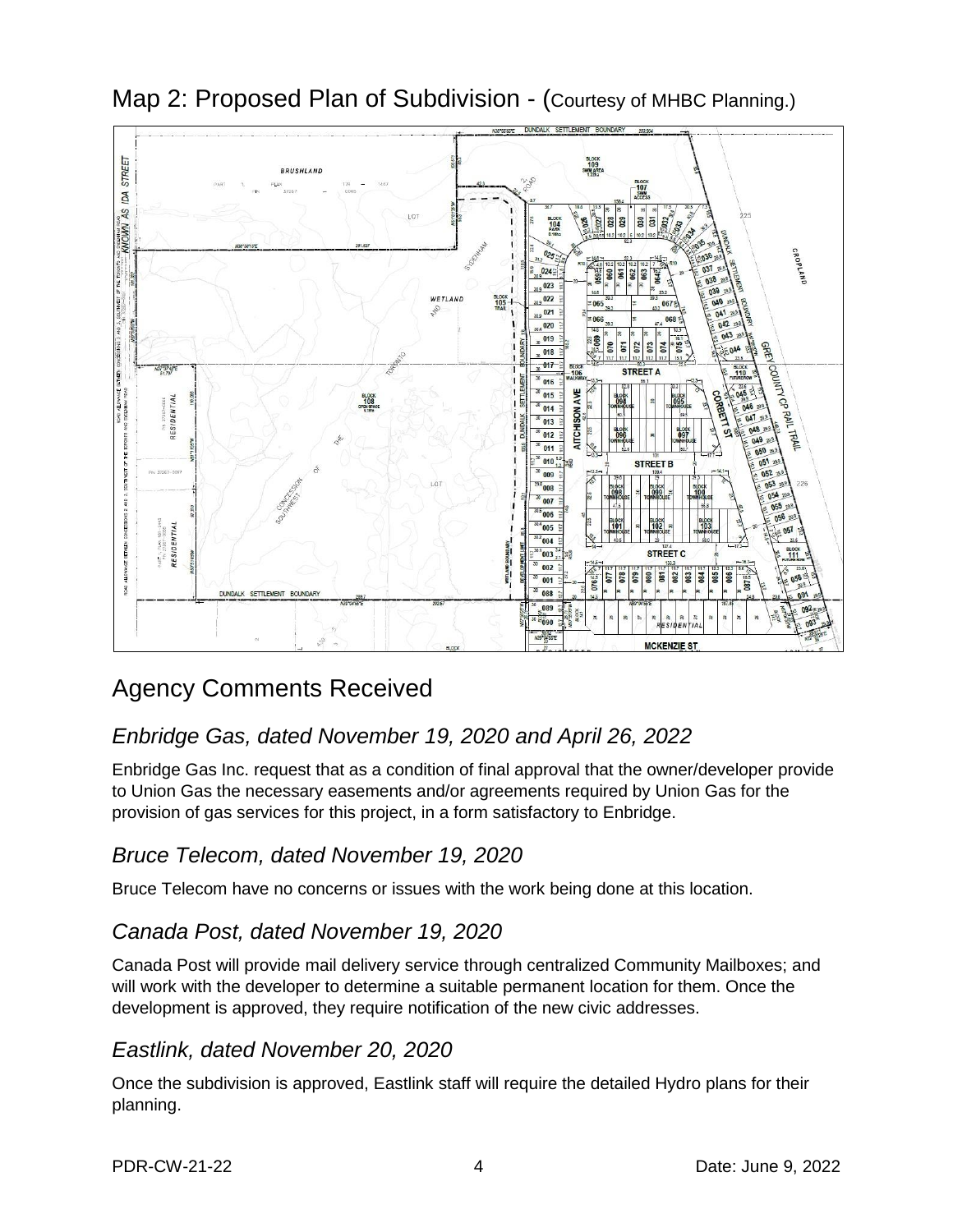Map 2: Proposed Plan of Subdivision - (Courtesy of MHBC Planning.)

## Agency Comments Received

### *Enbridge Gas, dated November 19, 2020 and April 26, 2022*

Enbridge Gas Inc. request that as a condition of final approval that the owner/developer provide to Union Gas the necessary easements and/or agreements required by Union Gas for the provision of gas services for this project, in a form satisfactory to Enbridge.

### *Bruce Telecom, dated November 19, 2020*

Bruce Telecom have no concerns or issues with the work being done at this location.

### *Canada Post, dated November 19, 2020*

Canada Post will provide mail delivery service through centralized Community Mailboxes; and will work with the developer to determine a suitable permanent location for them. Once the development is approved, they require notification of the new civic addresses.

### *Eastlink, dated November 20, 2020*

Once the subdivision is approved, Eastlink staff will require the detailed Hydro plans for their planning.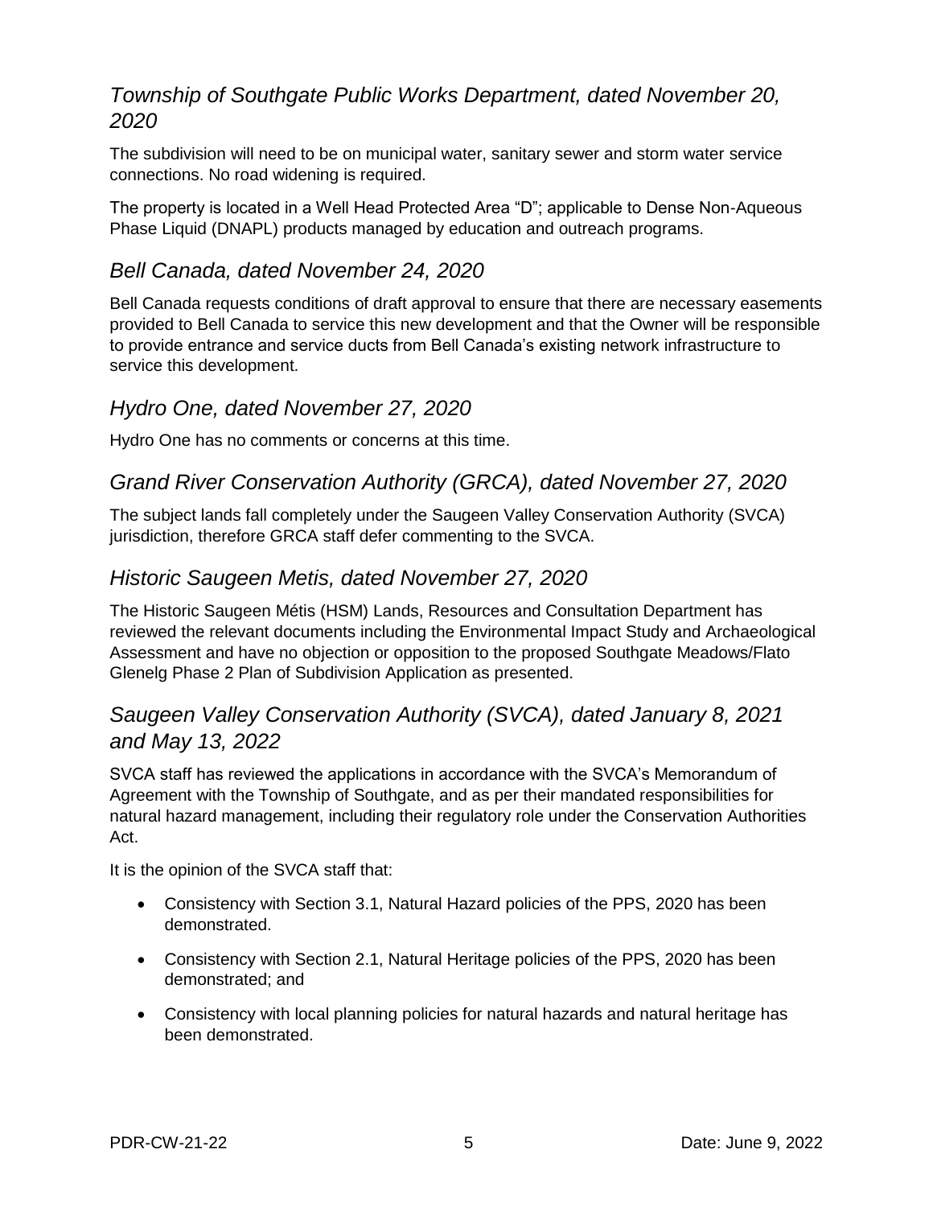## *Township of Southgate Public Works Department, dated November 20, 2020*

The subdivision will need to be on municipal water, sanitary sewer and storm water service connections. No road widening is required.

The property is located in a Well Head Protected Area "D"; applicable to Dense Non-Aqueous Phase Liquid (DNAPL) products managed by education and outreach programs.

## *Bell Canada, dated November 24, 2020*

Bell Canada requests conditions of draft approval to ensure that there are necessary easements provided to Bell Canada to service this new development and that the Owner will be responsible to provide entrance and service ducts from Bell Canada's existing network infrastructure to service this development.

## *Hydro One, dated November 27, 2020*

Hydro One has no comments or concerns at this time.

## *Grand River Conservation Authority (GRCA), dated November 27, 2020*

The subject lands fall completely under the Saugeen Valley Conservation Authority (SVCA) jurisdiction, therefore GRCA staff defer commenting to the SVCA.

## *Historic Saugeen Metis, dated November 27, 2020*

The Historic Saugeen Métis (HSM) Lands, Resources and Consultation Department has reviewed the relevant documents including the Environmental Impact Study and Archaeological Assessment and have no objection or opposition to the proposed Southgate Meadows/Flato Glenelg Phase 2 Plan of Subdivision Application as presented.

## *Saugeen Valley Conservation Authority (SVCA), dated January 8, 2021 and May 13, 2022*

SVCA staff has reviewed the applications in accordance with the SVCA's Memorandum of Agreement with the Township of Southgate, and as per their mandated responsibilities for natural hazard management, including their regulatory role under the Conservation Authorities Act.

It is the opinion of the SVCA staff that:

- Consistency with Section 3.1, Natural Hazard policies of the PPS, 2020 has been demonstrated.
- Consistency with Section 2.1, Natural Heritage policies of the PPS, 2020 has been demonstrated; and
- Consistency with local planning policies for natural hazards and natural heritage has been demonstrated.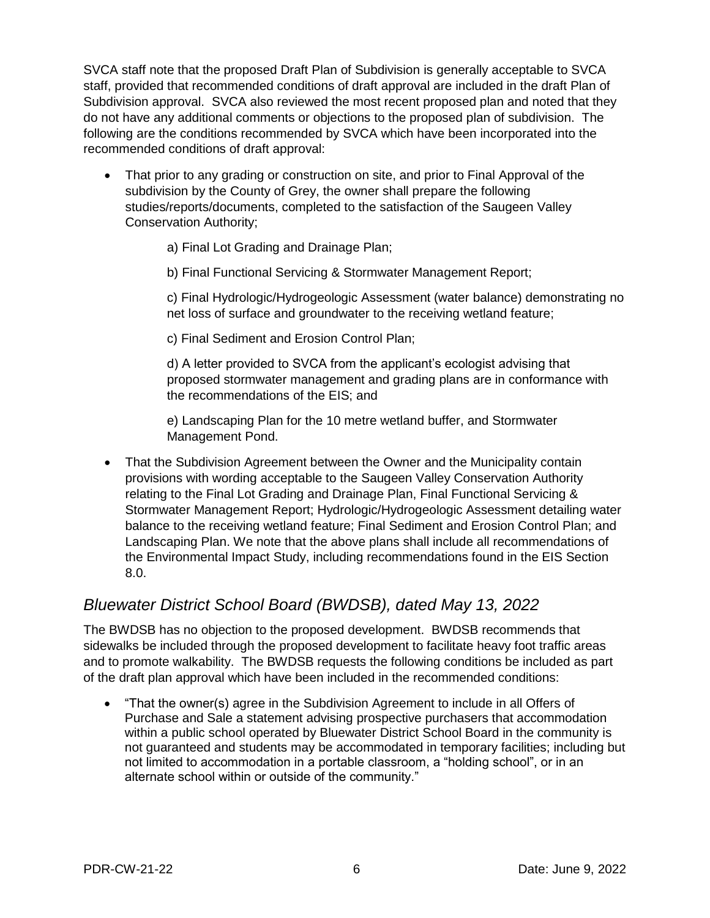SVCA staff note that the proposed Draft Plan of Subdivision is generally acceptable to SVCA staff, provided that recommended conditions of draft approval are included in the draft Plan of Subdivision approval. SVCA also reviewed the most recent proposed plan and noted that they do not have any additional comments or objections to the proposed plan of subdivision. The following are the conditions recommended by SVCA which have been incorporated into the recommended conditions of draft approval:

- That prior to any grading or construction on site, and prior to Final Approval of the subdivision by the County of Grey, the owner shall prepare the following studies/reports/documents, completed to the satisfaction of the Saugeen Valley Conservation Authority;

  a) Final Lot Grading and Drainage Plan;

  b) Final Functional Servicing & Stormwater Management Report;

  c) Final Hydrologic/Hydrogeologic Assessment (water balance) demonstrating no net loss of surface and groundwater to the receiving wetland feature;

  c) Final Sediment and Erosion Control Plan;

  d) A letter provided to SVCA from the applicant's ecologist advising that proposed stormwater management and grading plans are in conformance with the recommendations of the EIS; and

  e) Landscaping Plan for the 10 metre wetland buffer, and Stormwater Management Pond.

- That the Subdivision Agreement between the Owner and the Municipality contain provisions with wording acceptable to the Saugeen Valley Conservation Authority relating to the Final Lot Grading and Drainage Plan, Final Functional Servicing & Stormwater Management Report; Hydrologic/Hydrogeologic Assessment detailing water balance to the receiving wetland feature; Final Sediment and Erosion Control Plan; and Landscaping Plan. We note that the above plans shall include all recommendations of the Environmental Impact Study, including recommendations found in the EIS Section 8.0.

## *Bluewater District School Board (BWDSB), dated May 13, 2022*

The BWDSB has no objection to the proposed development. BWDSB recommends that sidewalks be included through the proposed development to facilitate heavy foot traffic areas and to promote walkability. The BWDSB requests the following conditions be included as part of the draft plan approval which have been included in the recommended conditions:

- "That the owner(s) agree in the Subdivision Agreement to include in all Offers of Purchase and Sale a statement advising prospective purchasers that accommodation within a public school operated by Bluewater District School Board in the community is not guaranteed and students may be accommodated in temporary facilities; including but not limited to accommodation in a portable classroom, a "holding school", or in an alternate school within or outside of the community."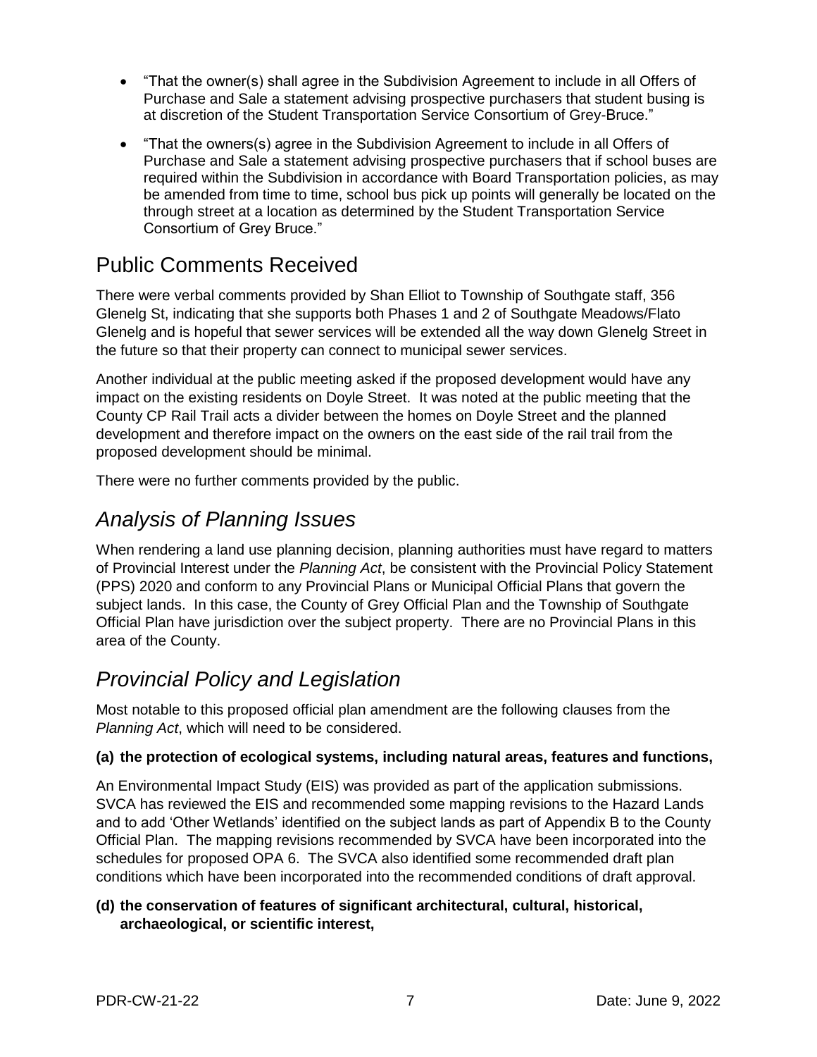- "That the owner(s) shall agree in the Subdivision Agreement to include in all Offers of Purchase and Sale a statement advising prospective purchasers that student busing is at discretion of the Student Transportation Service Consortium of Grey-Bruce."
- "That the owners(s) agree in the Subdivision Agreement to include in all Offers of Purchase and Sale a statement advising prospective purchasers that if school buses are required within the Subdivision in accordance with Board Transportation policies, as may be amended from time to time, school bus pick up points will generally be located on the through street at a location as determined by the Student Transportation Service Consortium of Grey Bruce."

## Public Comments Received

There were verbal comments provided by Shan Elliot to Township of Southgate staff, 356 Glenelg St, indicating that she supports both Phases 1 and 2 of Southgate Meadows/Flato Glenelg and is hopeful that sewer services will be extended all the way down Glenelg Street in the future so that their property can connect to municipal sewer services.

Another individual at the public meeting asked if the proposed development would have any impact on the existing residents on Doyle Street. It was noted at the public meeting that the County CP Rail Trail acts a divider between the homes on Doyle Street and the planned development and therefore impact on the owners on the east side of the rail trail from the proposed development should be minimal.

There were no further comments provided by the public.

## *Analysis of Planning Issues*

When rendering a land use planning decision, planning authorities must have regard to matters of Provincial Interest under the *Planning Act*, be consistent with the Provincial Policy Statement (PPS) 2020 and conform to any Provincial Plans or Municipal Official Plans that govern the subject lands. In this case, the County of Grey Official Plan and the Township of Southgate Official Plan have jurisdiction over the subject property. There are no Provincial Plans in this area of the County.

## *Provincial Policy and Legislation*

Most notable to this proposed official plan amendment are the following clauses from the *Planning Act*, which will need to be considered.

**(a) the protection of ecological systems, including natural areas, features and functions,**

An Environmental Impact Study (EIS) was provided as part of the application submissions. SVCA has reviewed the EIS and recommended some mapping revisions to the Hazard Lands and to add 'Other Wetlands' identified on the subject lands as part of Appendix B to the County Official Plan. The mapping revisions recommended by SVCA have been incorporated into the schedules for proposed OPA 6. The SVCA also identified some recommended draft plan conditions which have been incorporated into the recommended conditions of draft approval.

**(d) the conservation of features of significant architectural, cultural, historical, archaeological, or scientific interest,**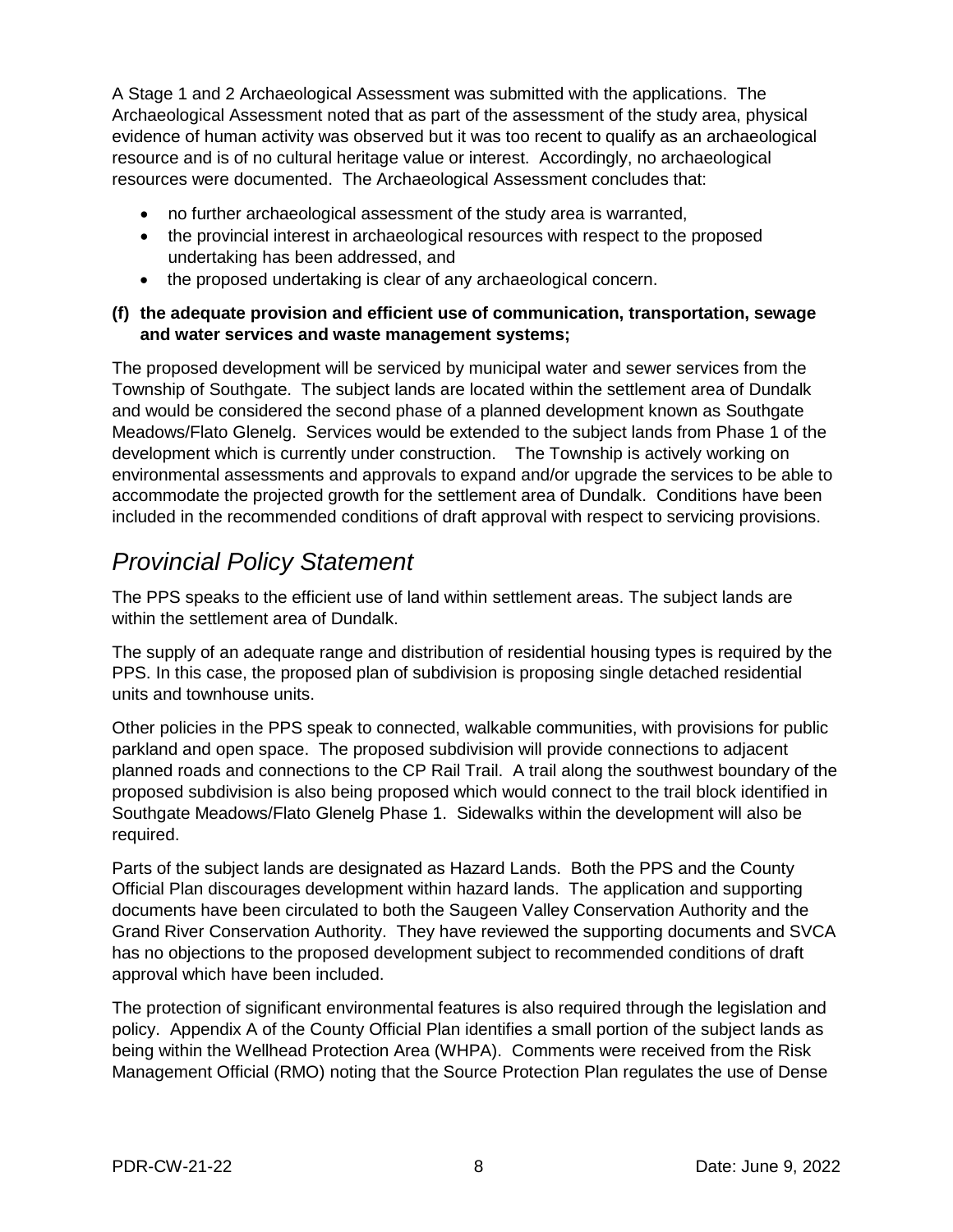A Stage 1 and 2 Archaeological Assessment was submitted with the applications. The Archaeological Assessment noted that as part of the assessment of the study area, physical evidence of human activity was observed but it was too recent to qualify as an archaeological resource and is of no cultural heritage value or interest. Accordingly, no archaeological resources were documented. The Archaeological Assessment concludes that:

- no further archaeological assessment of the study area is warranted,
- the provincial interest in archaeological resources with respect to the proposed undertaking has been addressed, and
- the proposed undertaking is clear of any archaeological concern.

**(f) the adequate provision and efficient use of communication, transportation, sewage and water services and waste management systems;**

The proposed development will be serviced by municipal water and sewer services from the Township of Southgate. The subject lands are located within the settlement area of Dundalk and would be considered the second phase of a planned development known as Southgate Meadows/Flato Glenelg. Services would be extended to the subject lands from Phase 1 of the development which is currently under construction. The Township is actively working on environmental assessments and approvals to expand and/or upgrade the services to be able to accommodate the projected growth for the settlement area of Dundalk. Conditions have been included in the recommended conditions of draft approval with respect to servicing provisions.

## *Provincial Policy Statement*

The PPS speaks to the efficient use of land within settlement areas. The subject lands are within the settlement area of Dundalk.

The supply of an adequate range and distribution of residential housing types is required by the PPS. In this case, the proposed plan of subdivision is proposing single detached residential units and townhouse units.

Other policies in the PPS speak to connected, walkable communities, with provisions for public parkland and open space. The proposed subdivision will provide connections to adjacent planned roads and connections to the CP Rail Trail. A trail along the southwest boundary of the proposed subdivision is also being proposed which would connect to the trail block identified in Southgate Meadows/Flato Glenelg Phase 1. Sidewalks within the development will also be required.

Parts of the subject lands are designated as Hazard Lands. Both the PPS and the County Official Plan discourages development within hazard lands. The application and supporting documents have been circulated to both the Saugeen Valley Conservation Authority and the Grand River Conservation Authority. They have reviewed the supporting documents and SVCA has no objections to the proposed development subject to recommended conditions of draft approval which have been included.

The protection of significant environmental features is also required through the legislation and policy. Appendix A of the County Official Plan identifies a small portion of the subject lands as being within the Wellhead Protection Area (WHPA). Comments were received from the Risk Management Official (RMO) noting that the Source Protection Plan regulates the use of Dense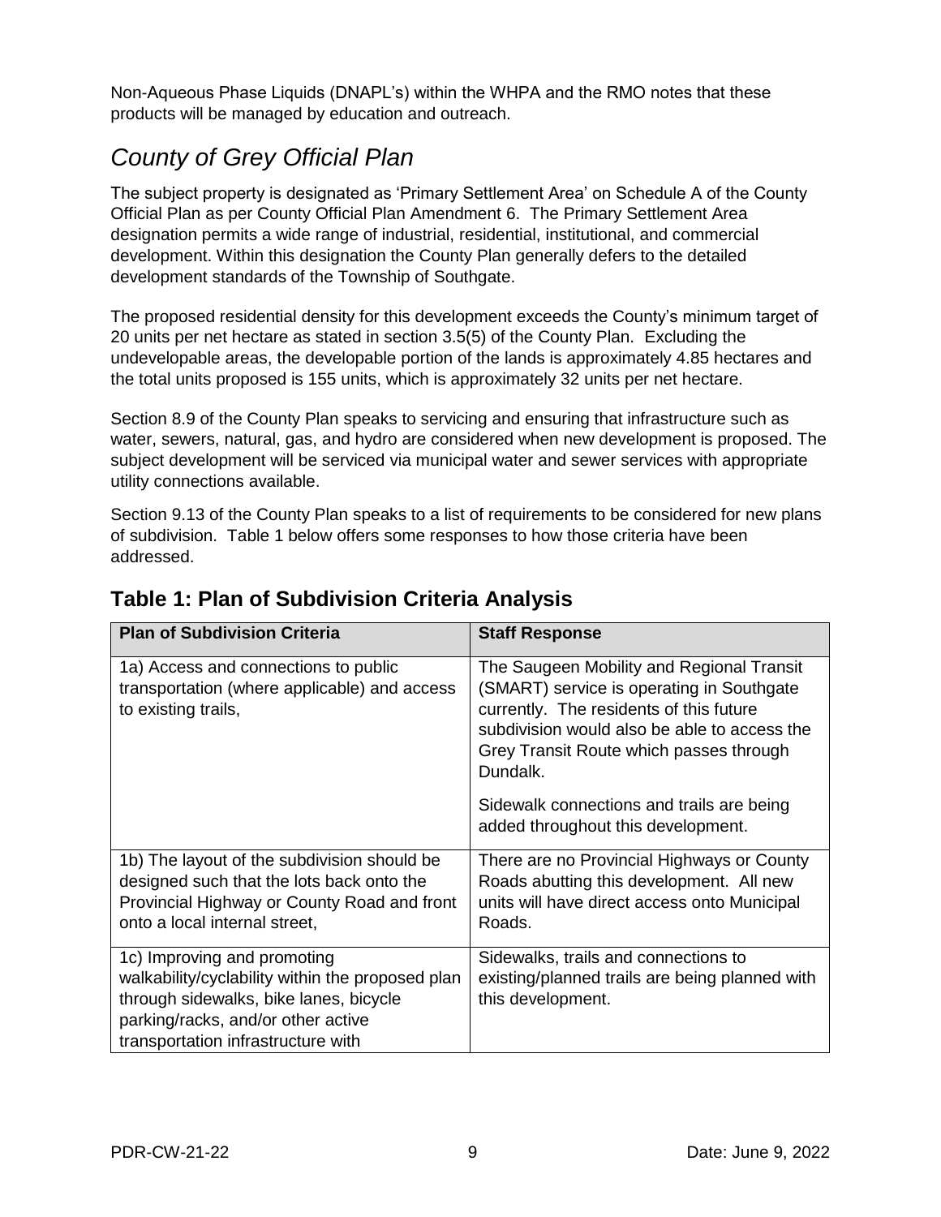Non-Aqueous Phase Liquids (DNAPL's) within the WHPA and the RMO notes that these products will be managed by education and outreach.

## *County of Grey Official Plan*

The subject property is designated as 'Primary Settlement Area' on Schedule A of the County Official Plan as per County Official Plan Amendment 6. The Primary Settlement Area designation permits a wide range of industrial, residential, institutional, and commercial development. Within this designation the County Plan generally defers to the detailed development standards of the Township of Southgate.

The proposed residential density for this development exceeds the County's minimum target of 20 units per net hectare as stated in section 3.5(5) of the County Plan. Excluding the undevelopable areas, the developable portion of the lands is approximately 4.85 hectares and the total units proposed is 155 units, which is approximately 32 units per net hectare.

Section 8.9 of the County Plan speaks to servicing and ensuring that infrastructure such as water, sewers, natural, gas, and hydro are considered when new development is proposed. The subject development will be serviced via municipal water and sewer services with appropriate utility connections available.

Section 9.13 of the County Plan speaks to a list of requirements to be considered for new plans of subdivision. Table 1 below offers some responses to how those criteria have been addressed.

## Table 1: Plan of Subdivision Criteria Analysis

| Plan of Subdivision Criteria | Staff Response |
|---|---|
| 1a) Access and connections to public transportation (where applicable) and access to existing trails, | The Saugeen Mobility and Regional Transit (SMART) service is operating in Southgate currently. The residents of this future subdivision would also be able to access the Grey Transit Route which passes through Dundalk.<br><br>Sidewalk connections and trails are being added throughout this development. |
| 1b) The layout of the subdivision should be designed such that the lots back onto the Provincial Highway or County Road and front onto a local internal street, | There are no Provincial Highways or County Roads abutting this development. All new units will have direct access onto Municipal Roads. |
| 1c) Improving and promoting walkability/cyclability within the proposed plan through sidewalks, bike lanes, bicycle parking/racks, and/or other active transportation infrastructure with | Sidewalks, trails and connections to existing/planned trails are being planned with this development. |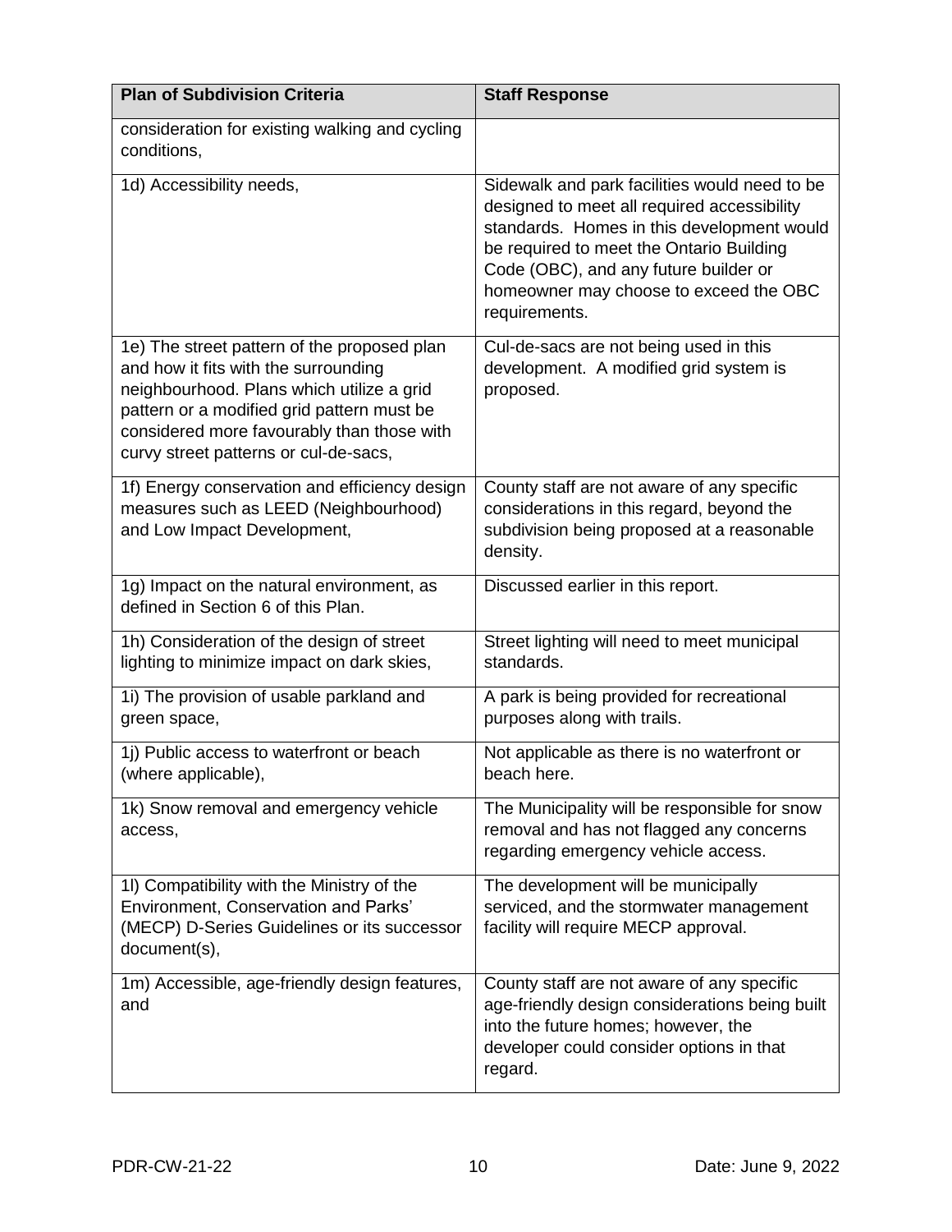| Plan of Subdivision Criteria | Staff Response |
|---|---|
| consideration for existing walking and cycling conditions, | |
| 1d) Accessibility needs, | Sidewalk and park facilities would need to be designed to meet all required accessibility standards. Homes in this development would be required to meet the Ontario Building Code (OBC), and any future builder or homeowner may choose to exceed the OBC requirements. |
| 1e) The street pattern of the proposed plan and how it fits with the surrounding neighbourhood. Plans which utilize a grid pattern or a modified grid pattern must be considered more favourably than those with curvy street patterns or cul-de-sacs, | Cul-de-sacs are not being used in this development. A modified grid system is proposed. |
| 1f) Energy conservation and efficiency design measures such as LEED (Neighbourhood) and Low Impact Development, | County staff are not aware of any specific considerations in this regard, beyond the subdivision being proposed at a reasonable density. |
| 1g) Impact on the natural environment, as defined in Section 6 of this Plan. | Discussed earlier in this report. |
| 1h) Consideration of the design of street lighting to minimize impact on dark skies, | Street lighting will need to meet municipal standards. |
| 1i) The provision of usable parkland and green space, | A park is being provided for recreational purposes along with trails. |
| 1j) Public access to waterfront or beach (where applicable), | Not applicable as there is no waterfront or beach here. |
| 1k) Snow removal and emergency vehicle access, | The Municipality will be responsible for snow removal and has not flagged any concerns regarding emergency vehicle access. |
| 1l) Compatibility with the Ministry of the Environment, Conservation and Parks' (MECP) D-Series Guidelines or its successor document(s), | The development will be municipally serviced, and the stormwater management facility will require MECP approval. |
| 1m) Accessible, age-friendly design features, and | County staff are not aware of any specific age-friendly design considerations being built into the future homes; however, the developer could consider options in that regard. |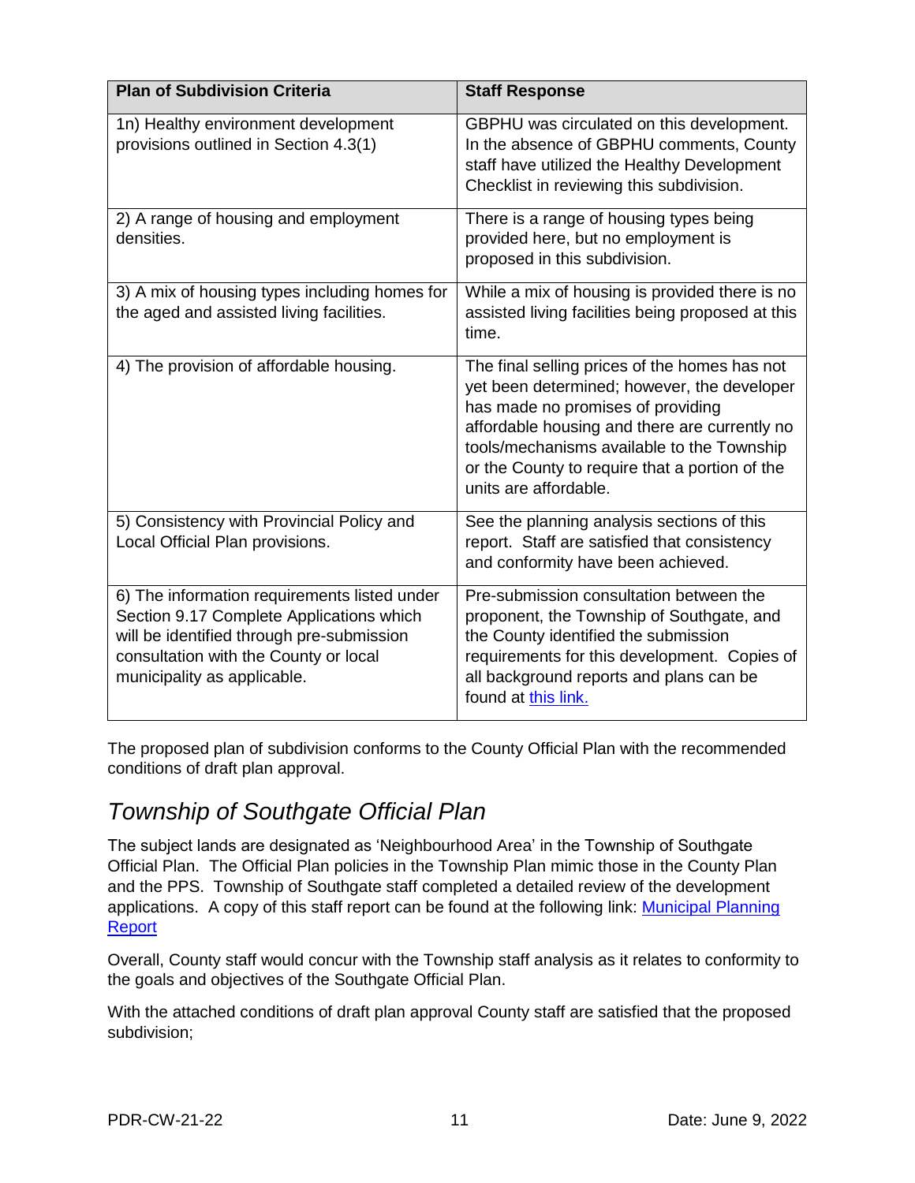| Plan of Subdivision Criteria | Staff Response |
|---|---|
| 1n) Healthy environment development provisions outlined in Section 4.3(1) | GBPHU was circulated on this development. In the absence of GBPHU comments, County staff have utilized the Healthy Development Checklist in reviewing this subdivision. |
| 2) A range of housing and employment densities. | There is a range of housing types being provided here, but no employment is proposed in this subdivision. |
| 3) A mix of housing types including homes for the aged and assisted living facilities. | While a mix of housing is provided there is no assisted living facilities being proposed at this time. |
| 4) The provision of affordable housing. | The final selling prices of the homes has not yet been determined; however, the developer has made no promises of providing affordable housing and there are currently no tools/mechanisms available to the Township or the County to require that a portion of the units are affordable. |
| 5) Consistency with Provincial Policy and Local Official Plan provisions. | See the planning analysis sections of this report. Staff are satisfied that consistency and conformity have been achieved. |
| 6) The information requirements listed under Section 9.17 Complete Applications which will be identified through pre-submission consultation with the County or local municipality as applicable. | Pre-submission consultation between the proponent, the Township of Southgate, and the County identified the submission requirements for this development. Copies of all background reports and plans can be found at this link. |

The proposed plan of subdivision conforms to the County Official Plan with the recommended conditions of draft plan approval.

## *Township of Southgate Official Plan*

The subject lands are designated as 'Neighbourhood Area' in the Township of Southgate Official Plan. The Official Plan policies in the Township Plan mimic those in the County Plan and the PPS. Township of Southgate staff completed a detailed review of the development applications. A copy of this staff report can be found at the following link: Municipal Planning Report

Overall, County staff would concur with the Township staff analysis as it relates to conformity to the goals and objectives of the Southgate Official Plan.

With the attached conditions of draft plan approval County staff are satisfied that the proposed subdivision;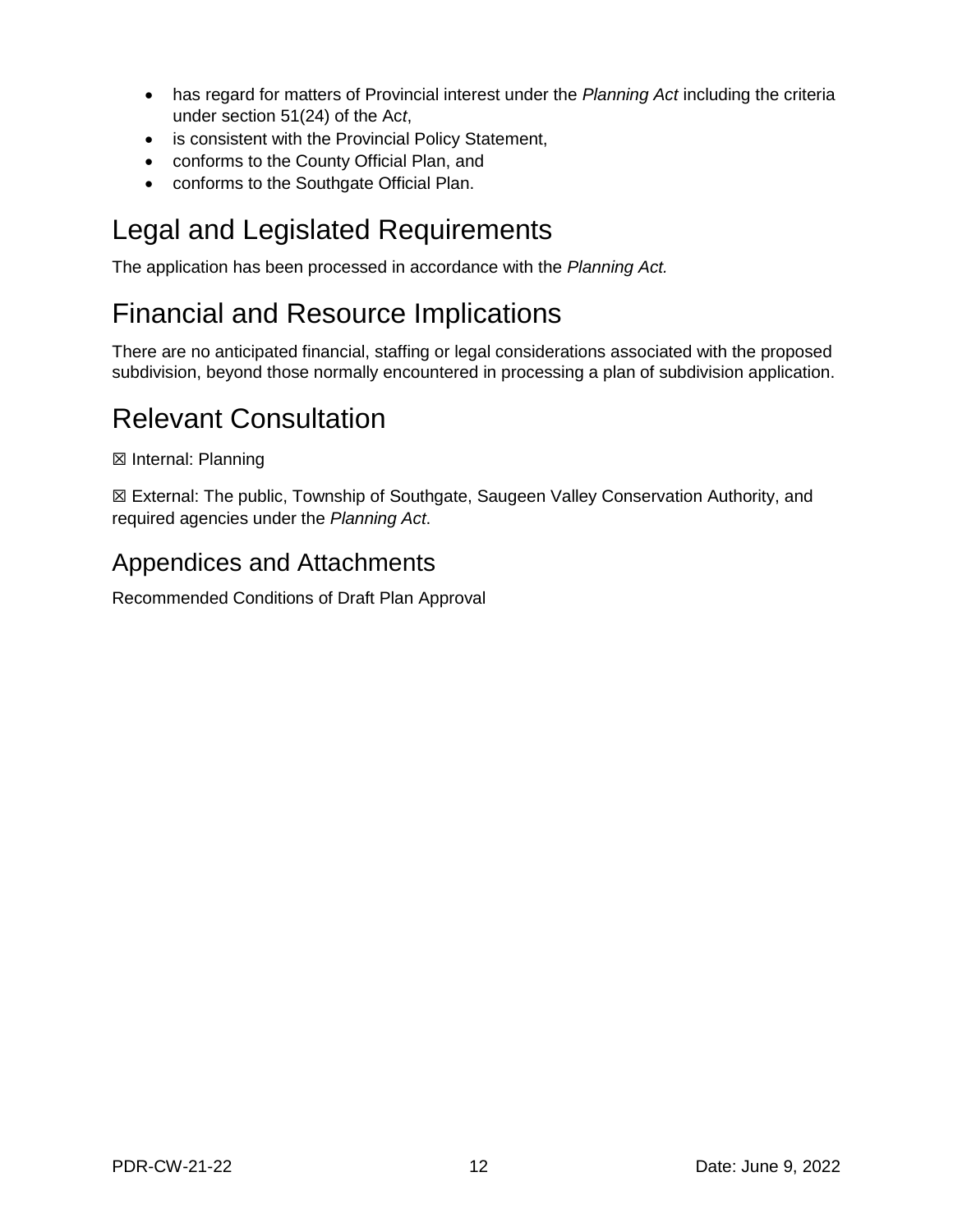- has regard for matters of Provincial interest under the *Planning Act* including the criteria under section 51(24) of the Ac*t*,
- is consistent with the Provincial Policy Statement,
- conforms to the County Official Plan, and
- conforms to the Southgate Official Plan.

# Legal and Legislated Requirements

The application has been processed in accordance with the *Planning Act.*

# Financial and Resource Implications

There are no anticipated financial, staffing or legal considerations associated with the proposed subdivision, beyond those normally encountered in processing a plan of subdivision application.

# Relevant Consultation

☒ Internal: Planning

☒ External: The public, Township of Southgate, Saugeen Valley Conservation Authority, and required agencies under the *Planning Act*.

## Appendices and Attachments

Recommended Conditions of Draft Plan Approval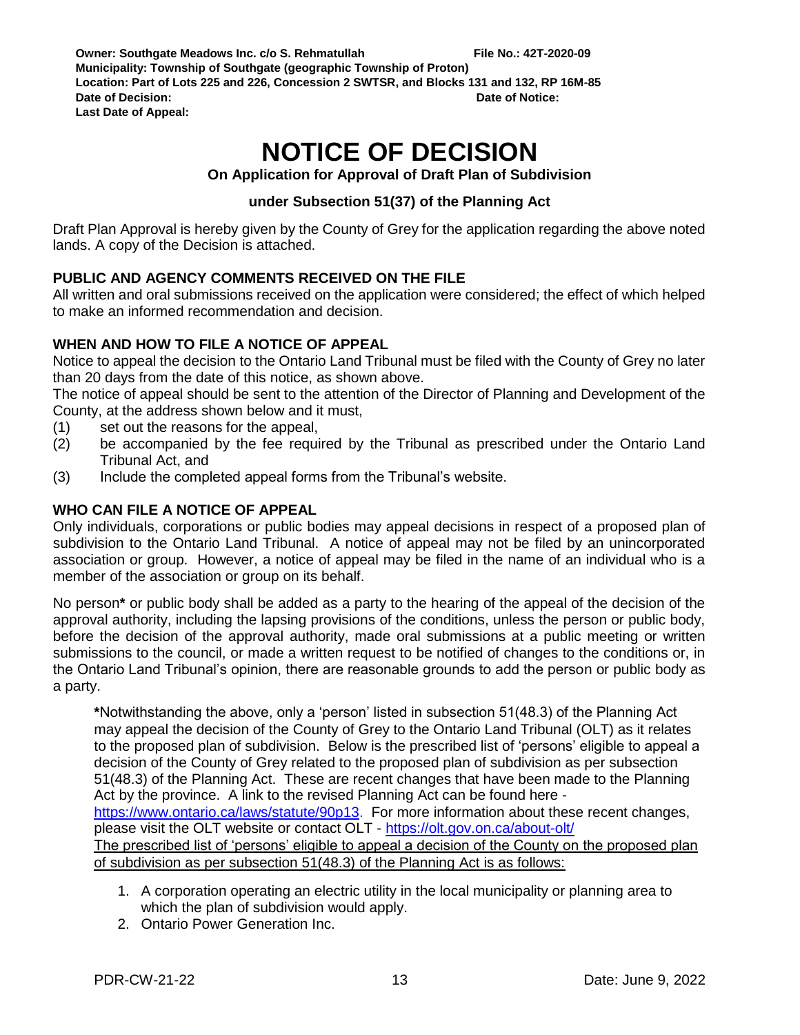**Owner: Southgate Meadows Inc. c/o S. Rehmatullah** **File No.: 42T-2020-09**
**Municipality: Township of Southgate (geographic Township of Proton)**
**Location: Part of Lots 225 and 226, Concession 2 SWTSR, and Blocks 131 and 132, RP 16M-85**
**Date of Decision:** **Date of Notice:**
**Last Date of Appeal:**

# NOTICE OF DECISION

**On Application for Approval of Draft Plan of Subdivision**

**under Subsection 51(37) of the Planning Act**

Draft Plan Approval is hereby given by the County of Grey for the application regarding the above noted lands. A copy of the Decision is attached.

### PUBLIC AND AGENCY COMMENTS RECEIVED ON THE FILE

All written and oral submissions received on the application were considered; the effect of which helped to make an informed recommendation and decision.

### WHEN AND HOW TO FILE A NOTICE OF APPEAL

Notice to appeal the decision to the Ontario Land Tribunal must be filed with the County of Grey no later than 20 days from the date of this notice, as shown above.

The notice of appeal should be sent to the attention of the Director of Planning and Development of the County, at the address shown below and it must,

(1) set out the reasons for the appeal,
(2) be accompanied by the fee required by the Tribunal as prescribed under the Ontario Land Tribunal Act, and
(3) Include the completed appeal forms from the Tribunal's website.

### WHO CAN FILE A NOTICE OF APPEAL

Only individuals, corporations or public bodies may appeal decisions in respect of a proposed plan of subdivision to the Ontario Land Tribunal. A notice of appeal may not be filed by an unincorporated association or group. However, a notice of appeal may be filed in the name of an individual who is a member of the association or group on its behalf.

No person**\*** or public body shall be added as a party to the hearing of the appeal of the decision of the approval authority, including the lapsing provisions of the conditions, unless the person or public body, before the decision of the approval authority, made oral submissions at a public meeting or written submissions to the council, or made a written request to be notified of changes to the conditions or, in the Ontario Land Tribunal's opinion, there are reasonable grounds to add the person or public body as a party.

> **\***Notwithstanding the above, only a 'person' listed in subsection 51(48.3) of the Planning Act may appeal the decision of the County of Grey to the Ontario Land Tribunal (OLT) as it relates to the proposed plan of subdivision. Below is the prescribed list of 'persons' eligible to appeal a decision of the County of Grey related to the proposed plan of subdivision as per subsection 51(48.3) of the Planning Act. These are recent changes that have been made to the Planning Act by the province. A link to the revised Planning Act can be found here - https://www.ontario.ca/laws/statute/90p13. For more information about these recent changes, please visit the OLT website or contact OLT - https://olt.gov.on.ca/about-olt/
>
> <u>The prescribed list of 'persons' eligible to appeal a decision of the County on the proposed plan of subdivision as per subsection 51(48.3) of the Planning Act is as follows:</u>
>
> 1. A corporation operating an electric utility in the local municipality or planning area to which the plan of subdivision would apply.
> 2. Ontario Power Generation Inc.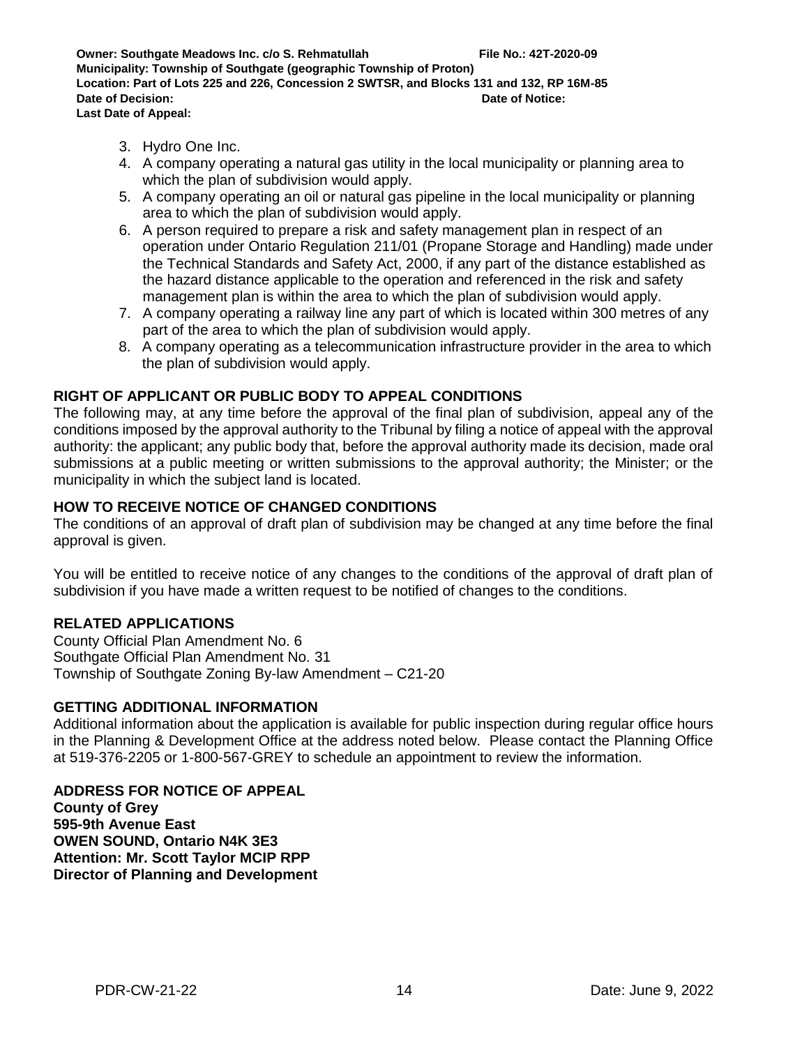3. Hydro One Inc.
4. A company operating a natural gas utility in the local municipality or planning area to which the plan of subdivision would apply.
5. A company operating an oil or natural gas pipeline in the local municipality or planning area to which the plan of subdivision would apply.
6. A person required to prepare a risk and safety management plan in respect of an operation under Ontario Regulation 211/01 (Propane Storage and Handling) made under the Technical Standards and Safety Act, 2000, if any part of the distance established as the hazard distance applicable to the operation and referenced in the risk and safety management plan is within the area to which the plan of subdivision would apply.
7. A company operating a railway line any part of which is located within 300 metres of any part of the area to which the plan of subdivision would apply.
8. A company operating as a telecommunication infrastructure provider in the area to which the plan of subdivision would apply.

## RIGHT OF APPLICANT OR PUBLIC BODY TO APPEAL CONDITIONS

The following may, at any time before the approval of the final plan of subdivision, appeal any of the conditions imposed by the approval authority to the Tribunal by filing a notice of appeal with the approval authority: the applicant; any public body that, before the approval authority made its decision, made oral submissions at a public meeting or written submissions to the approval authority; the Minister; or the municipality in which the subject land is located.

## HOW TO RECEIVE NOTICE OF CHANGED CONDITIONS

The conditions of an approval of draft plan of subdivision may be changed at any time before the final approval is given.

You will be entitled to receive notice of any changes to the conditions of the approval of draft plan of subdivision if you have made a written request to be notified of changes to the conditions.

## RELATED APPLICATIONS

County Official Plan Amendment No. 6
Southgate Official Plan Amendment No. 31
Township of Southgate Zoning By-law Amendment – C21-20

## GETTING ADDITIONAL INFORMATION

Additional information about the application is available for public inspection during regular office hours in the Planning & Development Office at the address noted below. Please contact the Planning Office at 519-376-2205 or 1-800-567-GREY to schedule an appointment to review the information.

## ADDRESS FOR NOTICE OF APPEAL

**County of Grey**
**595-9th Avenue East**
**OWEN SOUND, Ontario N4K 3E3**
**Attention: Mr. Scott Taylor MCIP RPP**
**Director of Planning and Development**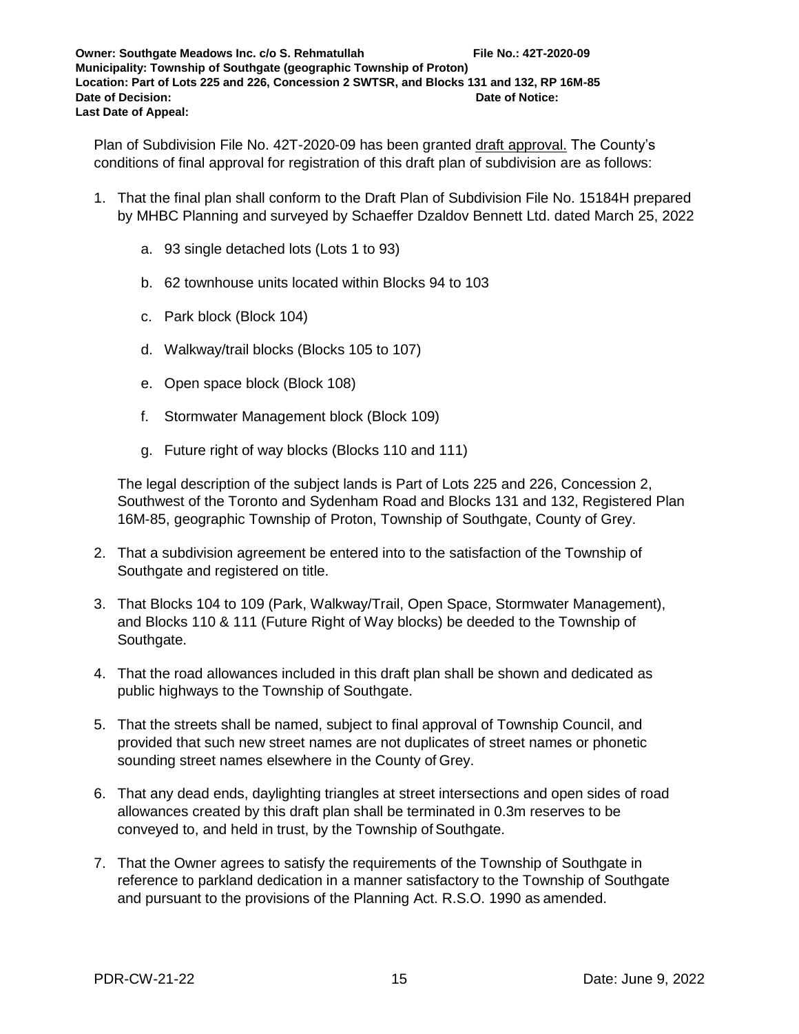**Owner: Southgate Meadows Inc. c/o S. Rehmatullah** **File No.: 42T-2020-09**
**Municipality: Township of Southgate (geographic Township of Proton)**
**Location: Part of Lots 225 and 226, Concession 2 SWTSR, and Blocks 131 and 132, RP 16M-85**
**Date of Decision:** **Date of Notice:**
**Last Date of Appeal:**

Plan of Subdivision File No. 42T-2020-09 has been granted draft approval. The County's conditions of final approval for registration of this draft plan of subdivision are as follows:

1. That the final plan shall conform to the Draft Plan of Subdivision File No. 15184H prepared by MHBC Planning and surveyed by Schaeffer Dzaldov Bennett Ltd. dated March 25, 2022

   a. 93 single detached lots (Lots 1 to 93)

   b. 62 townhouse units located within Blocks 94 to 103

   c. Park block (Block 104)

   d. Walkway/trail blocks (Blocks 105 to 107)

   e. Open space block (Block 108)

   f. Stormwater Management block (Block 109)

   g. Future right of way blocks (Blocks 110 and 111)

   The legal description of the subject lands is Part of Lots 225 and 226, Concession 2, Southwest of the Toronto and Sydenham Road and Blocks 131 and 132, Registered Plan 16M-85, geographic Township of Proton, Township of Southgate, County of Grey.

2. That a subdivision agreement be entered into to the satisfaction of the Township of Southgate and registered on title.

3. That Blocks 104 to 109 (Park, Walkway/Trail, Open Space, Stormwater Management), and Blocks 110 & 111 (Future Right of Way blocks) be deeded to the Township of Southgate.

4. That the road allowances included in this draft plan shall be shown and dedicated as public highways to the Township of Southgate.

5. That the streets shall be named, subject to final approval of Township Council, and provided that such new street names are not duplicates of street names or phonetic sounding street names elsewhere in the County of Grey.

6. That any dead ends, daylighting triangles at street intersections and open sides of road allowances created by this draft plan shall be terminated in 0.3m reserves to be conveyed to, and held in trust, by the Township of Southgate.

7. That the Owner agrees to satisfy the requirements of the Township of Southgate in reference to parkland dedication in a manner satisfactory to the Township of Southgate and pursuant to the provisions of the Planning Act. R.S.O. 1990 as amended.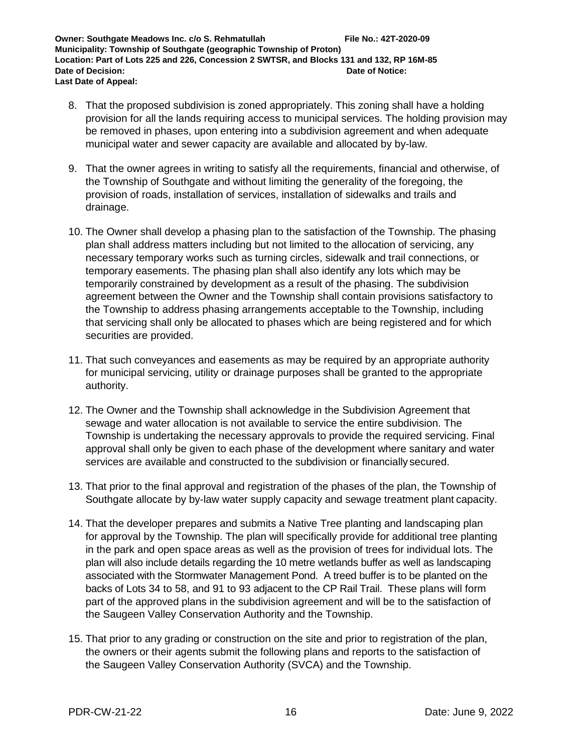8. That the proposed subdivision is zoned appropriately. This zoning shall have a holding provision for all the lands requiring access to municipal services. The holding provision may be removed in phases, upon entering into a subdivision agreement and when adequate municipal water and sewer capacity are available and allocated by by-law.

9. That the owner agrees in writing to satisfy all the requirements, financial and otherwise, of the Township of Southgate and without limiting the generality of the foregoing, the provision of roads, installation of services, installation of sidewalks and trails and drainage.

10. The Owner shall develop a phasing plan to the satisfaction of the Township. The phasing plan shall address matters including but not limited to the allocation of servicing, any necessary temporary works such as turning circles, sidewalk and trail connections, or temporary easements. The phasing plan shall also identify any lots which may be temporarily constrained by development as a result of the phasing. The subdivision agreement between the Owner and the Township shall contain provisions satisfactory to the Township to address phasing arrangements acceptable to the Township, including that servicing shall only be allocated to phases which are being registered and for which securities are provided.

11. That such conveyances and easements as may be required by an appropriate authority for municipal servicing, utility or drainage purposes shall be granted to the appropriate authority.

12. The Owner and the Township shall acknowledge in the Subdivision Agreement that sewage and water allocation is not available to service the entire subdivision. The Township is undertaking the necessary approvals to provide the required servicing. Final approval shall only be given to each phase of the development where sanitary and water services are available and constructed to the subdivision or financially secured.

13. That prior to the final approval and registration of the phases of the plan, the Township of Southgate allocate by by-law water supply capacity and sewage treatment plant capacity.

14. That the developer prepares and submits a Native Tree planting and landscaping plan for approval by the Township. The plan will specifically provide for additional tree planting in the park and open space areas as well as the provision of trees for individual lots. The plan will also include details regarding the 10 metre wetlands buffer as well as landscaping associated with the Stormwater Management Pond. A treed buffer is to be planted on the backs of Lots 34 to 58, and 91 to 93 adjacent to the CP Rail Trail. These plans will form part of the approved plans in the subdivision agreement and will be to the satisfaction of the Saugeen Valley Conservation Authority and the Township.

15. That prior to any grading or construction on the site and prior to registration of the plan, the owners or their agents submit the following plans and reports to the satisfaction of the Saugeen Valley Conservation Authority (SVCA) and the Township.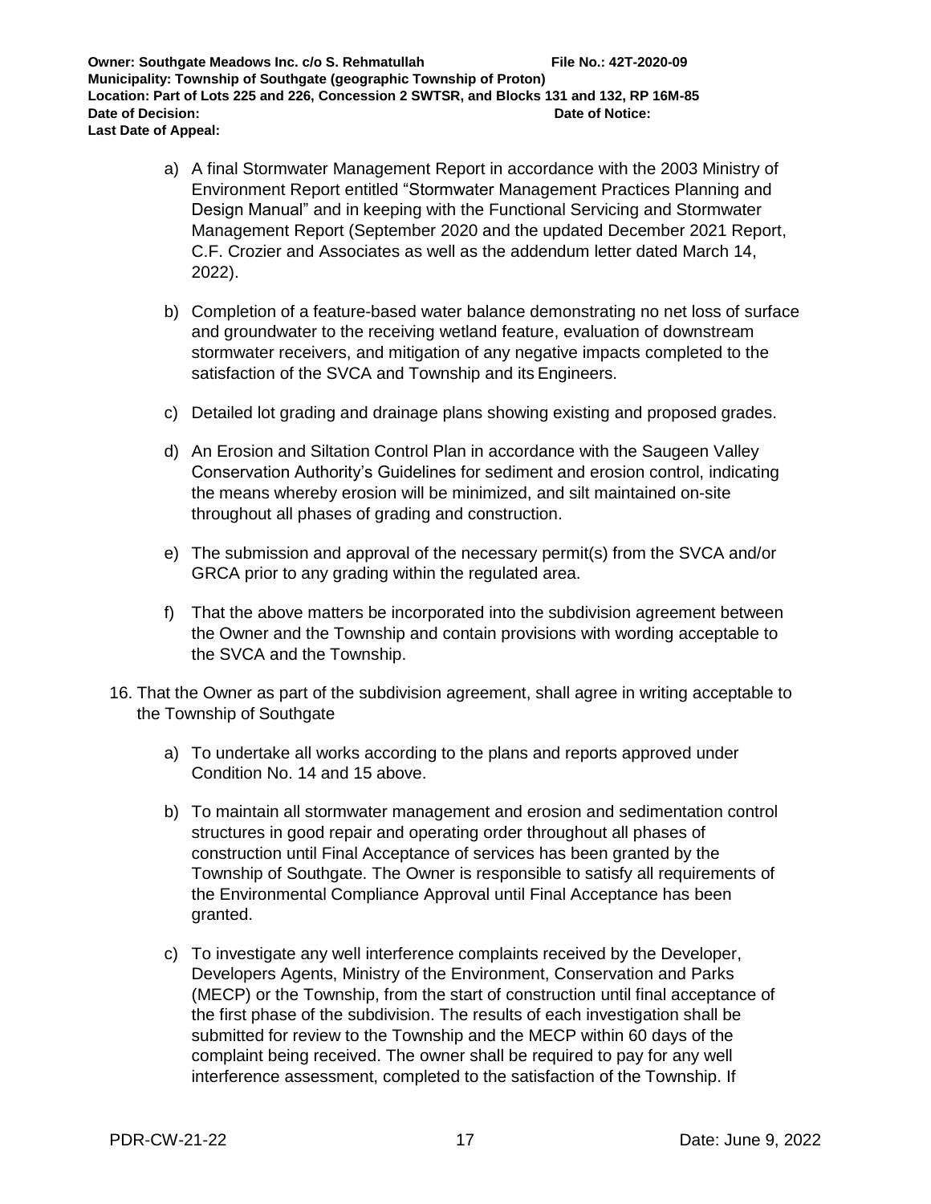a) A final Stormwater Management Report in accordance with the 2003 Ministry of Environment Report entitled "Stormwater Management Practices Planning and Design Manual" and in keeping with the Functional Servicing and Stormwater Management Report (September 2020 and the updated December 2021 Report, C.F. Crozier and Associates as well as the addendum letter dated March 14, 2022).

b) Completion of a feature-based water balance demonstrating no net loss of surface and groundwater to the receiving wetland feature, evaluation of downstream stormwater receivers, and mitigation of any negative impacts completed to the satisfaction of the SVCA and Township and its Engineers.

c) Detailed lot grading and drainage plans showing existing and proposed grades.

d) An Erosion and Siltation Control Plan in accordance with the Saugeen Valley Conservation Authority's Guidelines for sediment and erosion control, indicating the means whereby erosion will be minimized, and silt maintained on-site throughout all phases of grading and construction.

e) The submission and approval of the necessary permit(s) from the SVCA and/or GRCA prior to any grading within the regulated area.

f) That the above matters be incorporated into the subdivision agreement between the Owner and the Township and contain provisions with wording acceptable to the SVCA and the Township.

16. That the Owner as part of the subdivision agreement, shall agree in writing acceptable to the Township of Southgate

a) To undertake all works according to the plans and reports approved under Condition No. 14 and 15 above.

b) To maintain all stormwater management and erosion and sedimentation control structures in good repair and operating order throughout all phases of construction until Final Acceptance of services has been granted by the Township of Southgate. The Owner is responsible to satisfy all requirements of the Environmental Compliance Approval until Final Acceptance has been granted.

c) To investigate any well interference complaints received by the Developer, Developers Agents, Ministry of the Environment, Conservation and Parks (MECP) or the Township, from the start of construction until final acceptance of the first phase of the subdivision. The results of each investigation shall be submitted for review to the Township and the MECP within 60 days of the complaint being received. The owner shall be required to pay for any well interference assessment, completed to the satisfaction of the Township. If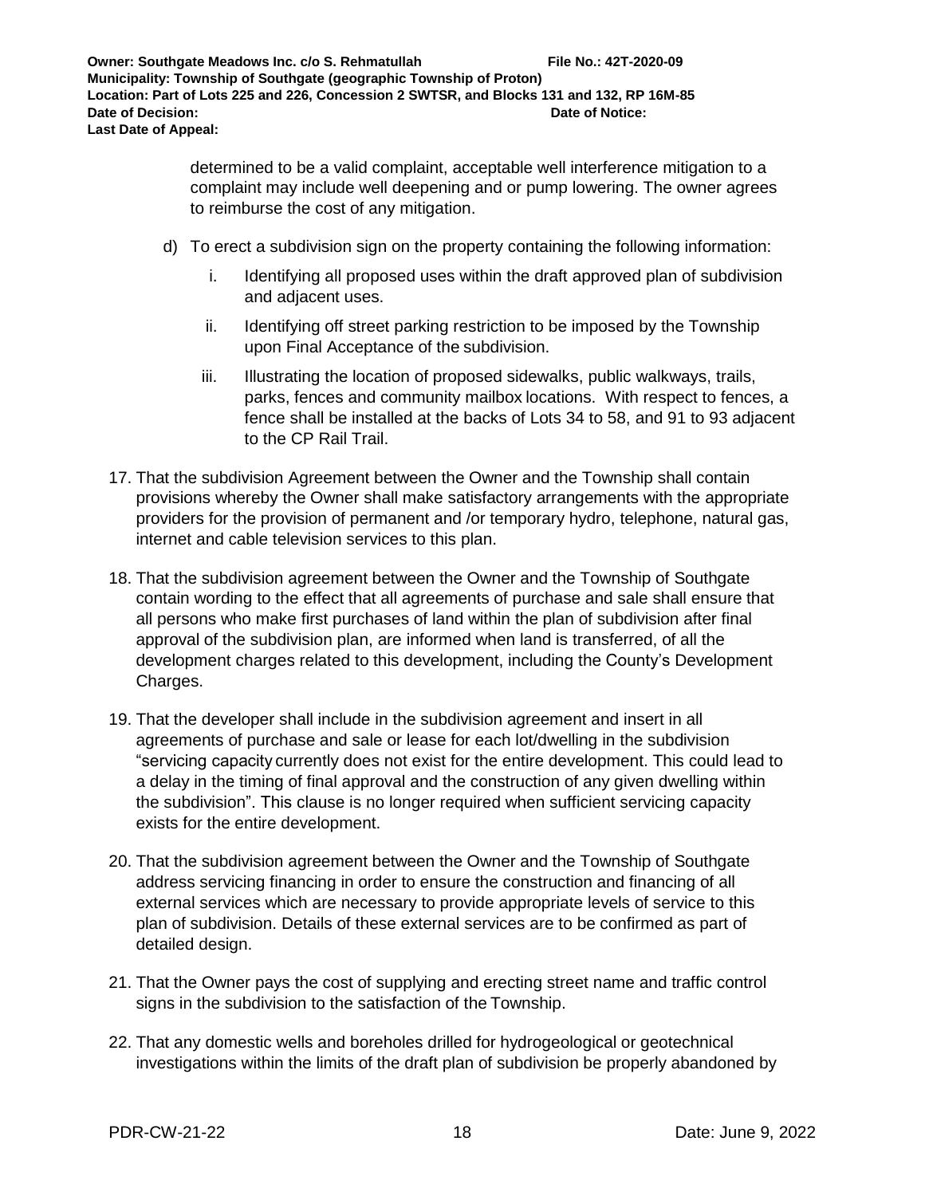determined to be a valid complaint, acceptable well interference mitigation to a complaint may include well deepening and or pump lowering. The owner agrees to reimburse the cost of any mitigation.

d) To erect a subdivision sign on the property containing the following information:

   i. Identifying all proposed uses within the draft approved plan of subdivision and adjacent uses.

   ii. Identifying off street parking restriction to be imposed by the Township upon Final Acceptance of the subdivision.

   iii. Illustrating the location of proposed sidewalks, public walkways, trails, parks, fences and community mailbox locations. With respect to fences, a fence shall be installed at the backs of Lots 34 to 58, and 91 to 93 adjacent to the CP Rail Trail.

17. That the subdivision Agreement between the Owner and the Township shall contain provisions whereby the Owner shall make satisfactory arrangements with the appropriate providers for the provision of permanent and /or temporary hydro, telephone, natural gas, internet and cable television services to this plan.

18. That the subdivision agreement between the Owner and the Township of Southgate contain wording to the effect that all agreements of purchase and sale shall ensure that all persons who make first purchases of land within the plan of subdivision after final approval of the subdivision plan, are informed when land is transferred, of all the development charges related to this development, including the County's Development Charges.

19. That the developer shall include in the subdivision agreement and insert in all agreements of purchase and sale or lease for each lot/dwelling in the subdivision "servicing capacity currently does not exist for the entire development. This could lead to a delay in the timing of final approval and the construction of any given dwelling within the subdivision". This clause is no longer required when sufficient servicing capacity exists for the entire development.

20. That the subdivision agreement between the Owner and the Township of Southgate address servicing financing in order to ensure the construction and financing of all external services which are necessary to provide appropriate levels of service to this plan of subdivision. Details of these external services are to be confirmed as part of detailed design.

21. That the Owner pays the cost of supplying and erecting street name and traffic control signs in the subdivision to the satisfaction of the Township.

22. That any domestic wells and boreholes drilled for hydrogeological or geotechnical investigations within the limits of the draft plan of subdivision be properly abandoned by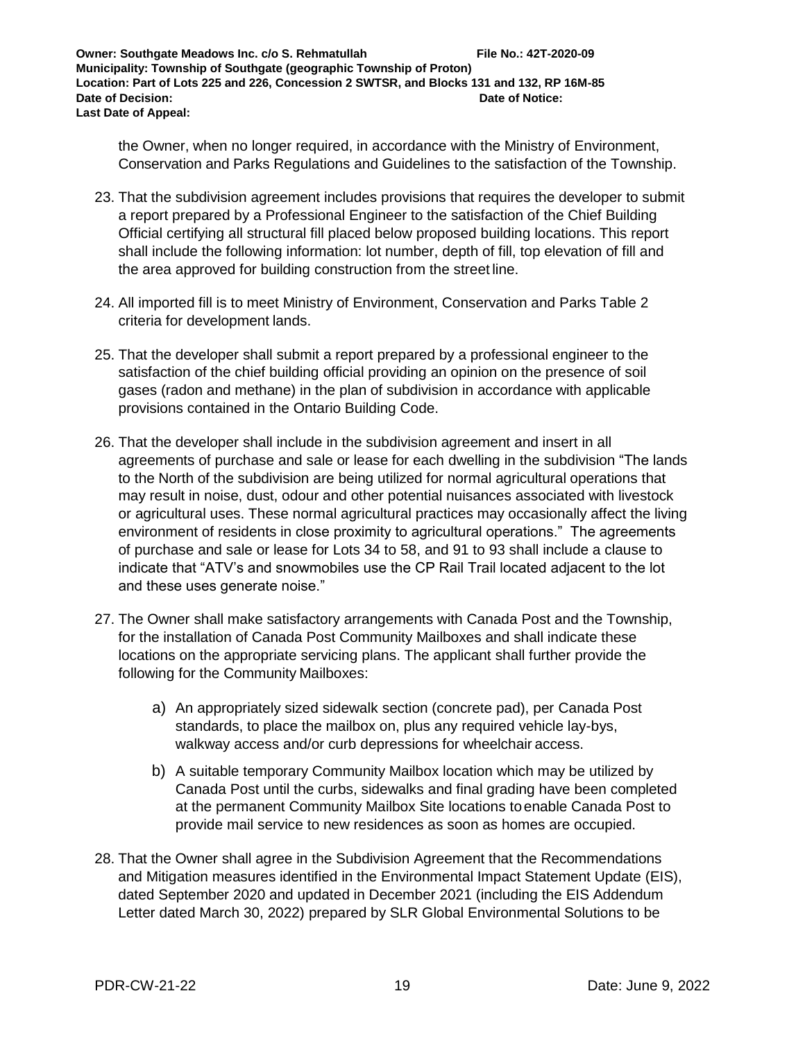the Owner, when no longer required, in accordance with the Ministry of Environment, Conservation and Parks Regulations and Guidelines to the satisfaction of the Township.

23. That the subdivision agreement includes provisions that requires the developer to submit a report prepared by a Professional Engineer to the satisfaction of the Chief Building Official certifying all structural fill placed below proposed building locations. This report shall include the following information: lot number, depth of fill, top elevation of fill and the area approved for building construction from the street line.

24. All imported fill is to meet Ministry of Environment, Conservation and Parks Table 2 criteria for development lands.

25. That the developer shall submit a report prepared by a professional engineer to the satisfaction of the chief building official providing an opinion on the presence of soil gases (radon and methane) in the plan of subdivision in accordance with applicable provisions contained in the Ontario Building Code.

26. That the developer shall include in the subdivision agreement and insert in all agreements of purchase and sale or lease for each dwelling in the subdivision "The lands to the North of the subdivision are being utilized for normal agricultural operations that may result in noise, dust, odour and other potential nuisances associated with livestock or agricultural uses. These normal agricultural practices may occasionally affect the living environment of residents in close proximity to agricultural operations." The agreements of purchase and sale or lease for Lots 34 to 58, and 91 to 93 shall include a clause to indicate that "ATV's and snowmobiles use the CP Rail Trail located adjacent to the lot and these uses generate noise."

27. The Owner shall make satisfactory arrangements with Canada Post and the Township, for the installation of Canada Post Community Mailboxes and shall indicate these locations on the appropriate servicing plans. The applicant shall further provide the following for the Community Mailboxes:

    a) An appropriately sized sidewalk section (concrete pad), per Canada Post standards, to place the mailbox on, plus any required vehicle lay-bys, walkway access and/or curb depressions for wheelchair access.

    b) A suitable temporary Community Mailbox location which may be utilized by Canada Post until the curbs, sidewalks and final grading have been completed at the permanent Community Mailbox Site locations to enable Canada Post to provide mail service to new residences as soon as homes are occupied.

28. That the Owner shall agree in the Subdivision Agreement that the Recommendations and Mitigation measures identified in the Environmental Impact Statement Update (EIS), dated September 2020 and updated in December 2021 (including the EIS Addendum Letter dated March 30, 2022) prepared by SLR Global Environmental Solutions to be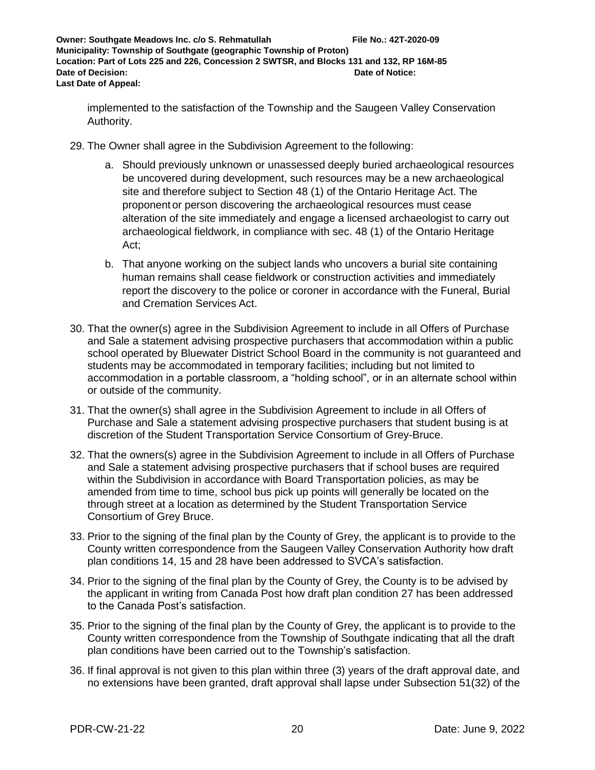implemented to the satisfaction of the Township and the Saugeen Valley Conservation Authority.

29. The Owner shall agree in the Subdivision Agreement to the following:

    a. Should previously unknown or unassessed deeply buried archaeological resources be uncovered during development, such resources may be a new archaeological site and therefore subject to Section 48 (1) of the Ontario Heritage Act. The proponent or person discovering the archaeological resources must cease alteration of the site immediately and engage a licensed archaeologist to carry out archaeological fieldwork, in compliance with sec. 48 (1) of the Ontario Heritage Act;

    b. That anyone working on the subject lands who uncovers a burial site containing human remains shall cease fieldwork or construction activities and immediately report the discovery to the police or coroner in accordance with the Funeral, Burial and Cremation Services Act.

30. That the owner(s) agree in the Subdivision Agreement to include in all Offers of Purchase and Sale a statement advising prospective purchasers that accommodation within a public school operated by Bluewater District School Board in the community is not guaranteed and students may be accommodated in temporary facilities; including but not limited to accommodation in a portable classroom, a "holding school", or in an alternate school within or outside of the community.

31. That the owner(s) shall agree in the Subdivision Agreement to include in all Offers of Purchase and Sale a statement advising prospective purchasers that student busing is at discretion of the Student Transportation Service Consortium of Grey-Bruce.

32. That the owners(s) agree in the Subdivision Agreement to include in all Offers of Purchase and Sale a statement advising prospective purchasers that if school buses are required within the Subdivision in accordance with Board Transportation policies, as may be amended from time to time, school bus pick up points will generally be located on the through street at a location as determined by the Student Transportation Service Consortium of Grey Bruce.

33. Prior to the signing of the final plan by the County of Grey, the applicant is to provide to the County written correspondence from the Saugeen Valley Conservation Authority how draft plan conditions 14, 15 and 28 have been addressed to SVCA's satisfaction.

34. Prior to the signing of the final plan by the County of Grey, the County is to be advised by the applicant in writing from Canada Post how draft plan condition 27 has been addressed to the Canada Post's satisfaction.

35. Prior to the signing of the final plan by the County of Grey, the applicant is to provide to the County written correspondence from the Township of Southgate indicating that all the draft plan conditions have been carried out to the Township's satisfaction.

36. If final approval is not given to this plan within three (3) years of the draft approval date, and no extensions have been granted, draft approval shall lapse under Subsection 51(32) of the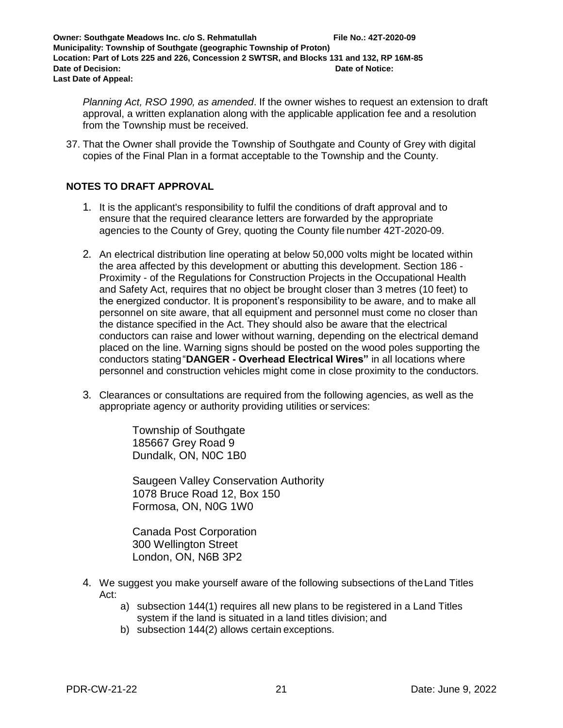*Planning Act, RSO 1990, as amended*. If the owner wishes to request an extension to draft approval, a written explanation along with the applicable application fee and a resolution from the Township must be received.

37. That the Owner shall provide the Township of Southgate and County of Grey with digital copies of the Final Plan in a format acceptable to the Township and the County.

## NOTES TO DRAFT APPROVAL

1. It is the applicant's responsibility to fulfil the conditions of draft approval and to ensure that the required clearance letters are forwarded by the appropriate agencies to the County of Grey, quoting the County file number 42T-2020-09.

2. An electrical distribution line operating at below 50,000 volts might be located within the area affected by this development or abutting this development. Section 186 - Proximity - of the Regulations for Construction Projects in the Occupational Health and Safety Act, requires that no object be brought closer than 3 metres (10 feet) to the energized conductor. It is proponent's responsibility to be aware, and to make all personnel on site aware, that all equipment and personnel must come no closer than the distance specified in the Act. They should also be aware that the electrical conductors can raise and lower without warning, depending on the electrical demand placed on the line. Warning signs should be posted on the wood poles supporting the conductors stating "**DANGER - Overhead Electrical Wires"** in all locations where personnel and construction vehicles might come in close proximity to the conductors.

3. Clearances or consultations are required from the following agencies, as well as the appropriate agency or authority providing utilities or services:

   Township of Southgate
   185667 Grey Road 9
   Dundalk, ON, N0C 1B0

   Saugeen Valley Conservation Authority
   1078 Bruce Road 12, Box 150
   Formosa, ON, N0G 1W0

   Canada Post Corporation
   300 Wellington Street
   London, ON, N6B 3P2

4. We suggest you make yourself aware of the following subsections of the Land Titles Act:
   a) subsection 144(1) requires all new plans to be registered in a Land Titles system if the land is situated in a land titles division; and
   b) subsection 144(2) allows certain exceptions.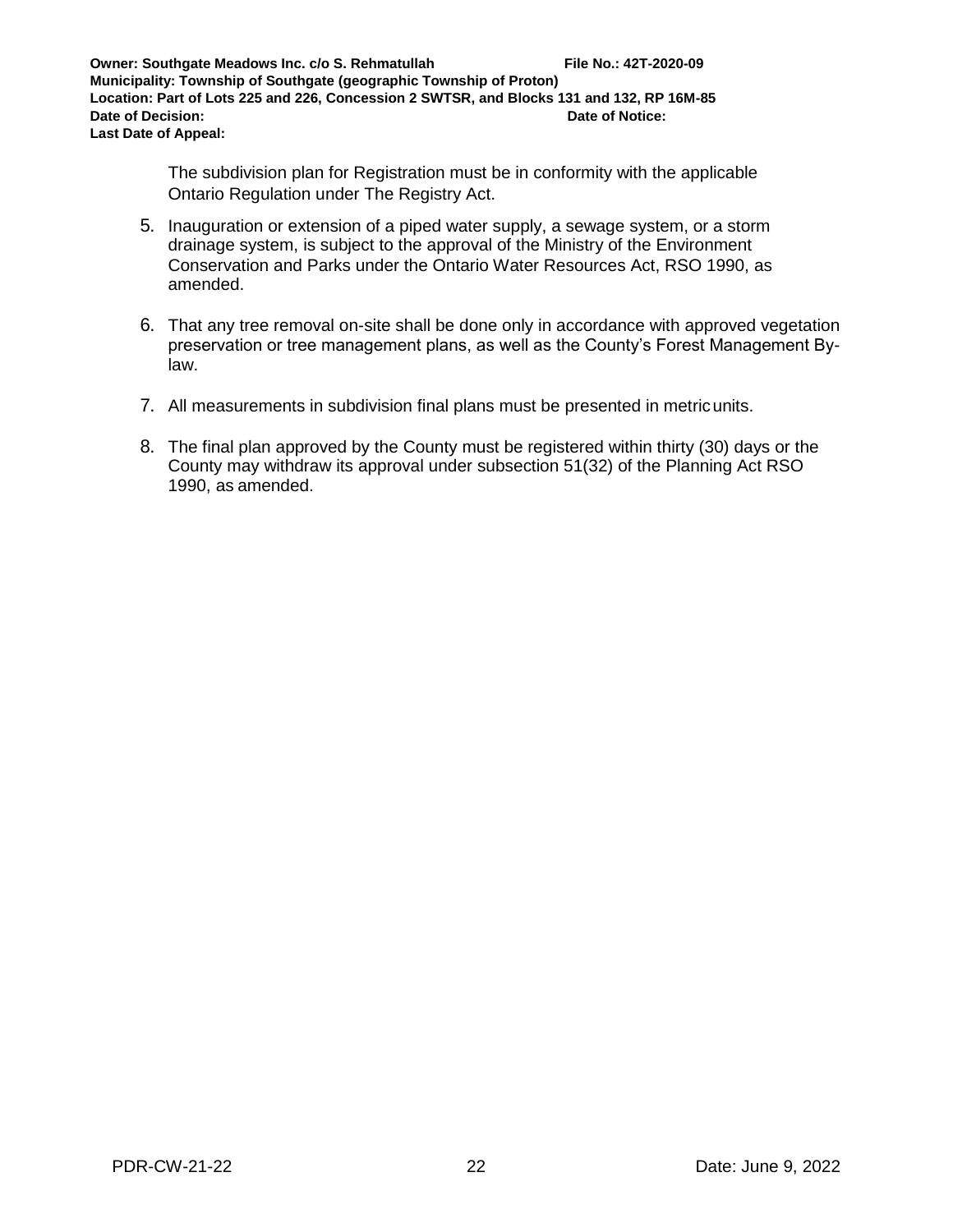The subdivision plan for Registration must be in conformity with the applicable Ontario Regulation under The Registry Act.

5. Inauguration or extension of a piped water supply, a sewage system, or a storm drainage system, is subject to the approval of the Ministry of the Environment Conservation and Parks under the Ontario Water Resources Act, RSO 1990, as amended.

6. That any tree removal on-site shall be done only in accordance with approved vegetation preservation or tree management plans, as well as the County's Forest Management By-law.

7. All measurements in subdivision final plans must be presented in metric units.

8. The final plan approved by the County must be registered within thirty (30) days or the County may withdraw its approval under subsection 51(32) of the Planning Act RSO 1990, as amended.